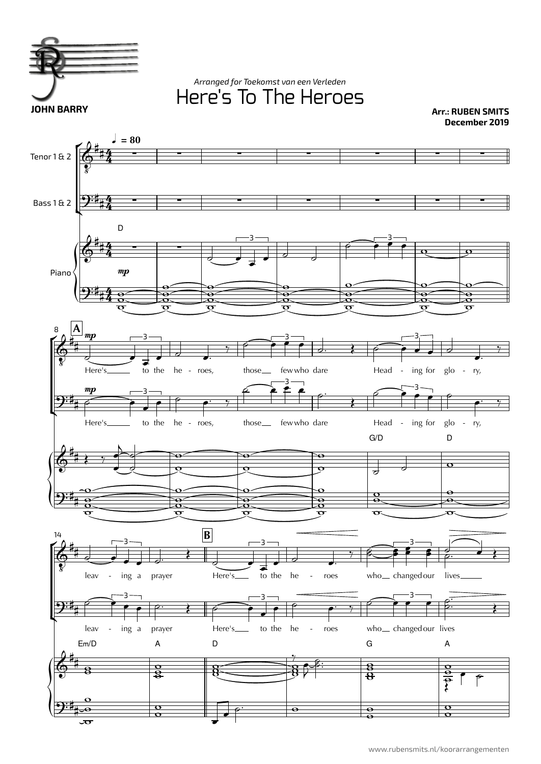*Arranged for Toekomst van een Verleden*

# Here's To The Heroes

**JOHN BARRY**

**Arr.: RUBEN SMITS**
**December 2019**

♩ = 80

Tenor 1 & 2

Bass 1 & 2

Piano

D

*mp*

8 **A**

*mp*

Here's to the he - roes, those few who dare Head - ing for glo - ry,

Here's to the he - roes, those few who dare Head - ing for glo - ry,

G/D D

14 **B**

leav - ing a prayer Here's to the he - roes who changed our lives

leav - ing a prayer Here's to the he - roes who changed our lives

Em/D A D G A

www.rubensmits.nl/koorarrangementen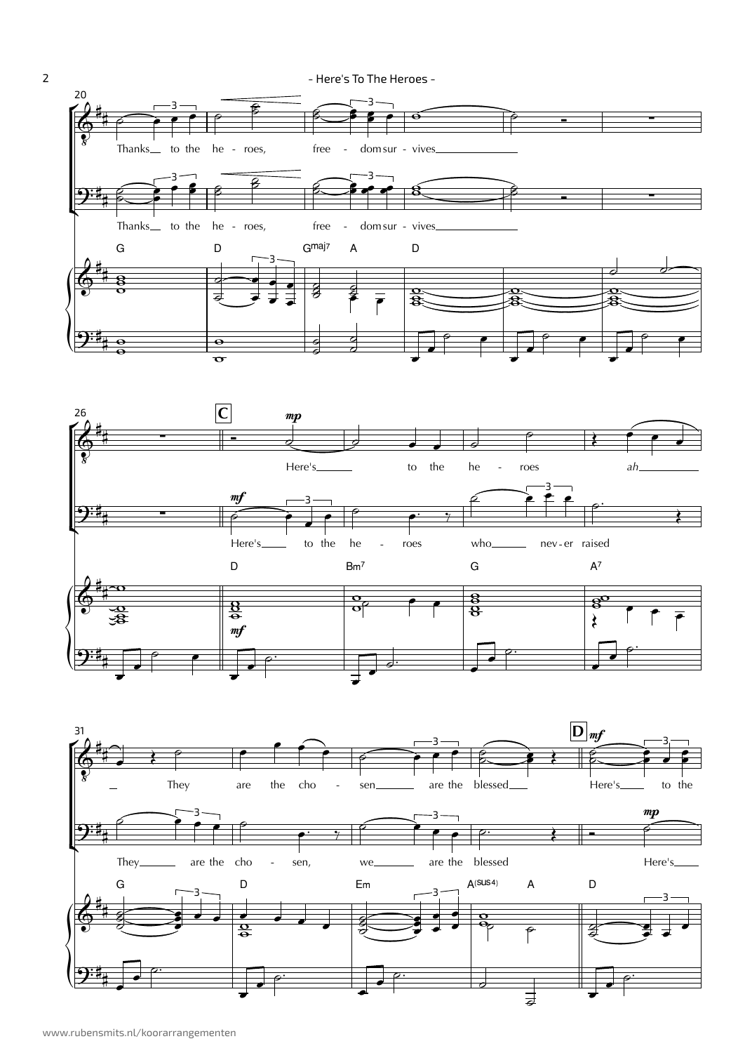Thanks to the he - roes, free - dom sur - vives

Thanks to the he - roes, free - dom sur - vives

G D Gmaj7 A D

C

Here's to the he - roes ah

Here's to the he - roes who nev - er raised

D Bm7 G A7

They are the cho - sen are the blessed

They are the cho - sen, we are the blessed

G D Em A(sus4) A

D

Here's to the

Here's

D

www.rubensmits.nl/koorarrangementen